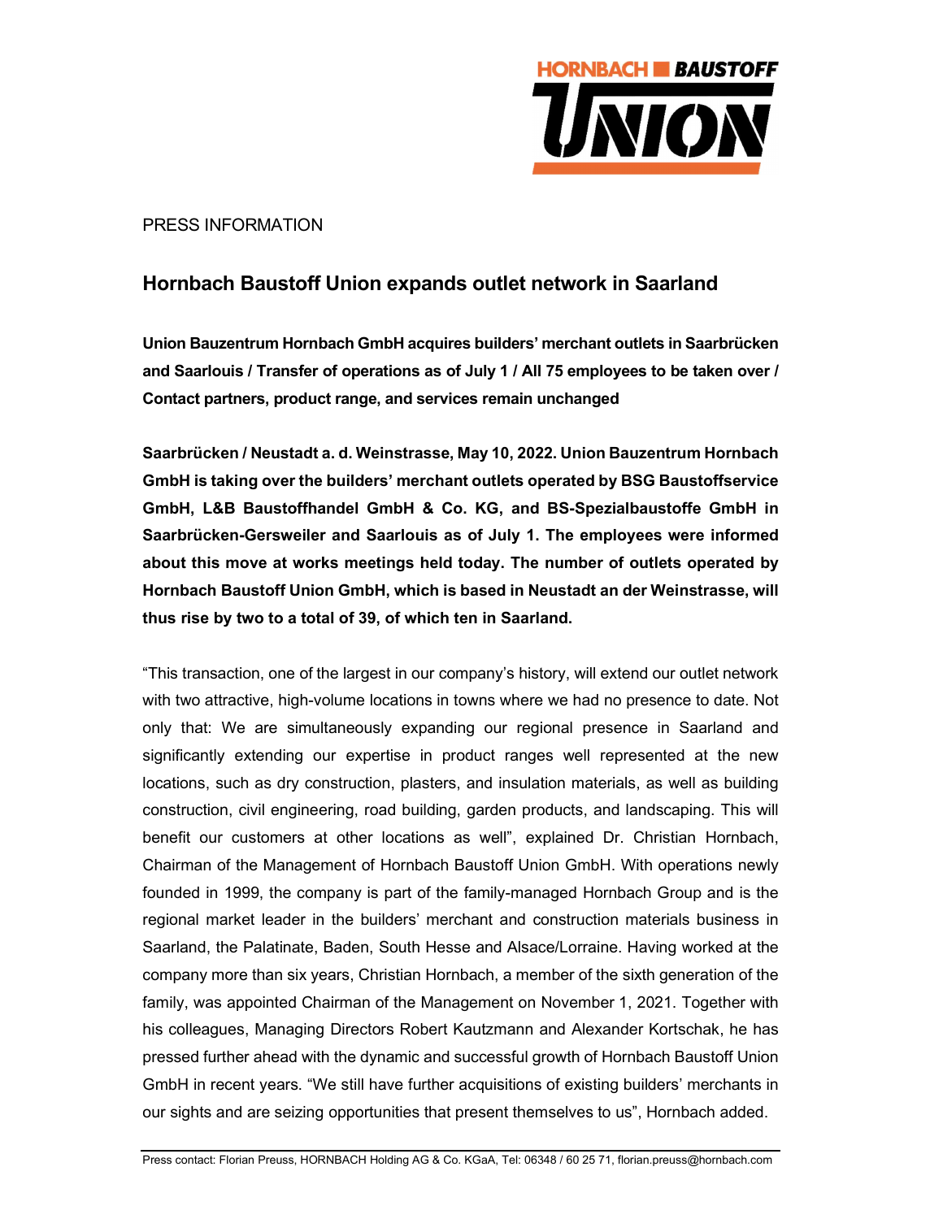PRESS INFORMATION

## Hornbach Baustoff Union expands outlet network in Saarland

**Union Bauzentrum Hornbach GmbH acquires builders' merchant outlets in Saarbrücken and Saarlouis / Transfer of operations as of July 1 / All 75 employees to be taken over / Contact partners, product range, and services remain unchanged**

**Saarbrücken / Neustadt a. d. Weinstrasse, May 10, 2022. Union Bauzentrum Hornbach GmbH is taking over the builders' merchant outlets operated by BSG Baustoffservice GmbH, L&B Baustoffhandel GmbH & Co. KG, and BS-Spezialbaustoffe GmbH in Saarbrücken-Gersweiler and Saarlouis as of July 1. The employees were informed about this move at works meetings held today. The number of outlets operated by Hornbach Baustoff Union GmbH, which is based in Neustadt an der Weinstrasse, will thus rise by two to a total of 39, of which ten in Saarland.**

"This transaction, one of the largest in our company's history, will extend our outlet network with two attractive, high-volume locations in towns where we had no presence to date. Not only that: We are simultaneously expanding our regional presence in Saarland and significantly extending our expertise in product ranges well represented at the new locations, such as dry construction, plasters, and insulation materials, as well as building construction, civil engineering, road building, garden products, and landscaping. This will benefit our customers at other locations as well", explained Dr. Christian Hornbach, Chairman of the Management of Hornbach Baustoff Union GmbH. With operations newly founded in 1999, the company is part of the family-managed Hornbach Group and is the regional market leader in the builders' merchant and construction materials business in Saarland, the Palatinate, Baden, South Hesse and Alsace/Lorraine. Having worked at the company more than six years, Christian Hornbach, a member of the sixth generation of the family, was appointed Chairman of the Management on November 1, 2021. Together with his colleagues, Managing Directors Robert Kautzmann and Alexander Kortschak, he has pressed further ahead with the dynamic and successful growth of Hornbach Baustoff Union GmbH in recent years. "We still have further acquisitions of existing builders' merchants in our sights and are seizing opportunities that present themselves to us", Hornbach added.

Press contact: Florian Preuss, HORNBACH Holding AG & Co. KGaA, Tel: 06348 / 60 25 71, florian.preuss@hornbach.com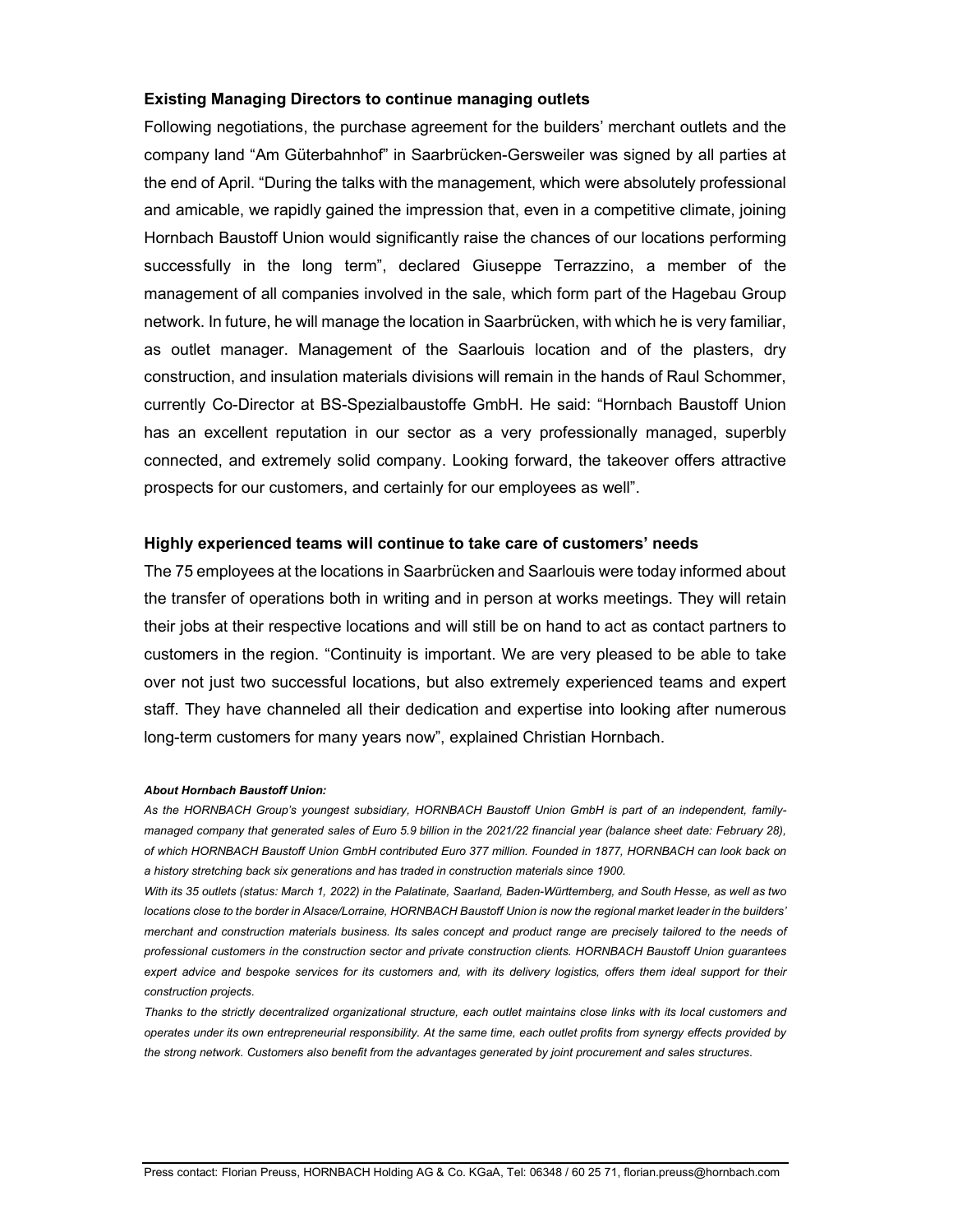**Existing Managing Directors to continue managing outlets**

Following negotiations, the purchase agreement for the builders' merchant outlets and the company land "Am Güterbahnhof" in Saarbrücken-Gersweiler was signed by all parties at the end of April. "During the talks with the management, which were absolutely professional and amicable, we rapidly gained the impression that, even in a competitive climate, joining Hornbach Baustoff Union would significantly raise the chances of our locations performing successfully in the long term", declared Giuseppe Terrazzino, a member of the management of all companies involved in the sale, which form part of the Hagebau Group network. In future, he will manage the location in Saarbrücken, with which he is very familiar, as outlet manager. Management of the Saarlouis location and of the plasters, dry construction, and insulation materials divisions will remain in the hands of Raul Schommer, currently Co-Director at BS-Spezialbaustoffe GmbH. He said: "Hornbach Baustoff Union has an excellent reputation in our sector as a very professionally managed, superbly connected, and extremely solid company. Looking forward, the takeover offers attractive prospects for our customers, and certainly for our employees as well".

**Highly experienced teams will continue to take care of customers' needs**

The 75 employees at the locations in Saarbrücken and Saarlouis were today informed about the transfer of operations both in writing and in person at works meetings. They will retain their jobs at their respective locations and will still be on hand to act as contact partners to customers in the region. "Continuity is important. We are very pleased to be able to take over not just two successful locations, but also extremely experienced teams and expert staff. They have channeled all their dedication and expertise into looking after numerous long-term customers for many years now", explained Christian Hornbach.

***About Hornbach Baustoff Union:***

*As the HORNBACH Group's youngest subsidiary, HORNBACH Baustoff Union GmbH is part of an independent, family-managed company that generated sales of Euro 5.9 billion in the 2021/22 financial year (balance sheet date: February 28), of which HORNBACH Baustoff Union GmbH contributed Euro 377 million. Founded in 1877, HORNBACH can look back on a history stretching back six generations and has traded in construction materials since 1900.*

*With its 35 outlets (status: March 1, 2022) in the Palatinate, Saarland, Baden-Württemberg, and South Hesse, as well as two locations close to the border in Alsace/Lorraine, HORNBACH Baustoff Union is now the regional market leader in the builders' merchant and construction materials business. Its sales concept and product range are precisely tailored to the needs of professional customers in the construction sector and private construction clients. HORNBACH Baustoff Union guarantees expert advice and bespoke services for its customers and, with its delivery logistics, offers them ideal support for their construction projects.*

*Thanks to the strictly decentralized organizational structure, each outlet maintains close links with its local customers and operates under its own entrepreneurial responsibility. At the same time, each outlet profits from synergy effects provided by the strong network. Customers also benefit from the advantages generated by joint procurement and sales structures.*

Press contact: Florian Preuss, HORNBACH Holding AG & Co. KGaA, Tel: 06348 / 60 25 71, florian.preuss@hornbach.com